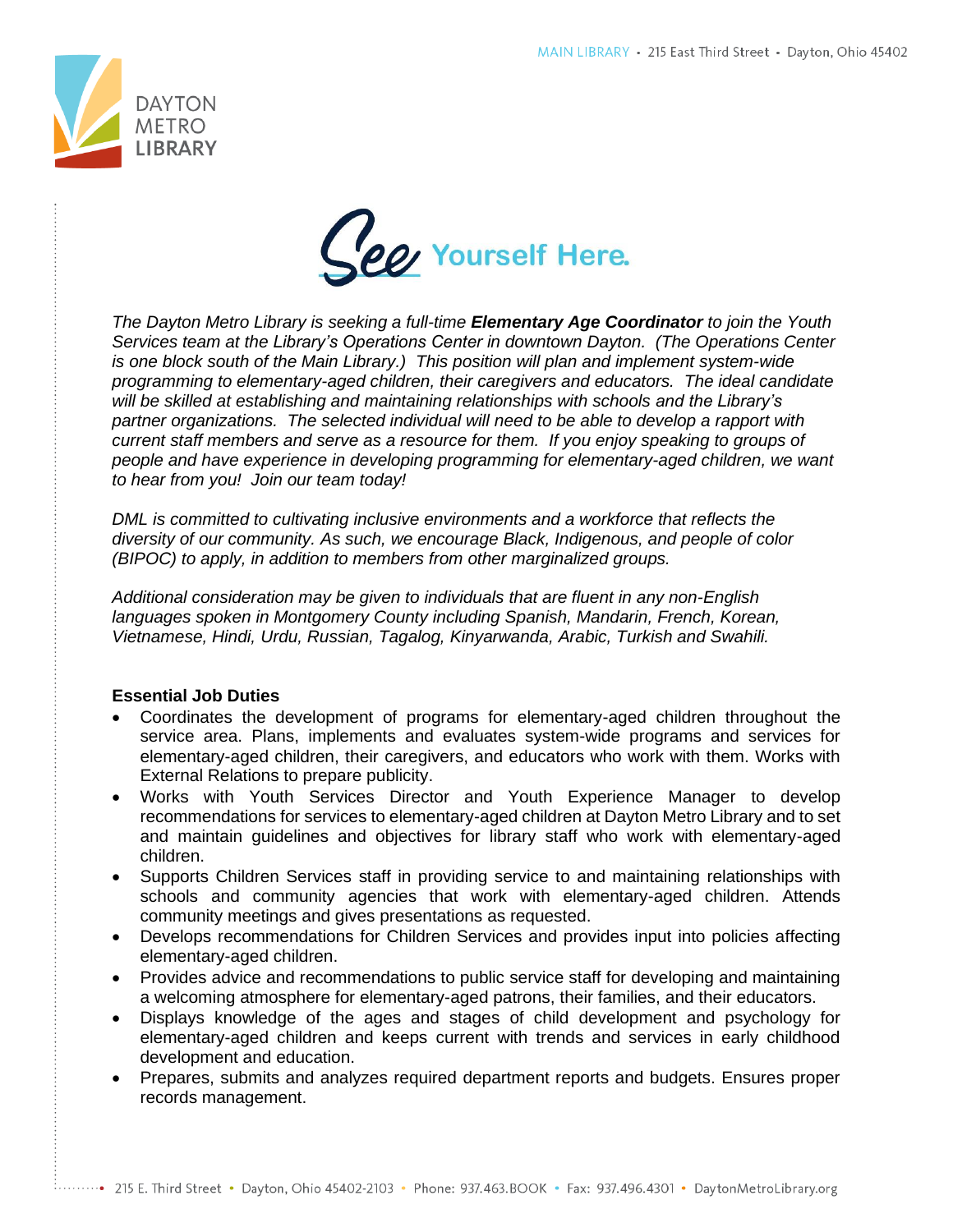**See Yourself Here.**

*The Dayton Metro Library is seeking a full-time* ***Elementary Age Coordinator*** *to join the Youth Services team at the Library's Operations Center in downtown Dayton. (The Operations Center is one block south of the Main Library.) This position will plan and implement system-wide programming to elementary-aged children, their caregivers and educators. The ideal candidate will be skilled at establishing and maintaining relationships with schools and the Library's partner organizations. The selected individual will need to be able to develop a rapport with current staff members and serve as a resource for them. If you enjoy speaking to groups of people and have experience in developing programming for elementary-aged children, we want to hear from you! Join our team today!*

*DML is committed to cultivating inclusive environments and a workforce that reflects the diversity of our community. As such, we encourage Black, Indigenous, and people of color (BIPOC) to apply, in addition to members from other marginalized groups.*

*Additional consideration may be given to individuals that are fluent in any non-English languages spoken in Montgomery County including Spanish, Mandarin, French, Korean, Vietnamese, Hindi, Urdu, Russian, Tagalog, Kinyarwanda, Arabic, Turkish and Swahili.*

**Essential Job Duties**

- Coordinates the development of programs for elementary-aged children throughout the service area. Plans, implements and evaluates system-wide programs and services for elementary-aged children, their caregivers, and educators who work with them. Works with External Relations to prepare publicity.
- Works with Youth Services Director and Youth Experience Manager to develop recommendations for services to elementary-aged children at Dayton Metro Library and to set and maintain guidelines and objectives for library staff who work with elementary-aged children.
- Supports Children Services staff in providing service to and maintaining relationships with schools and community agencies that work with elementary-aged children. Attends community meetings and gives presentations as requested.
- Develops recommendations for Children Services and provides input into policies affecting elementary-aged children.
- Provides advice and recommendations to public service staff for developing and maintaining a welcoming atmosphere for elementary-aged patrons, their families, and their educators.
- Displays knowledge of the ages and stages of child development and psychology for elementary-aged children and keeps current with trends and services in early childhood development and education.
- Prepares, submits and analyzes required department reports and budgets. Ensures proper records management.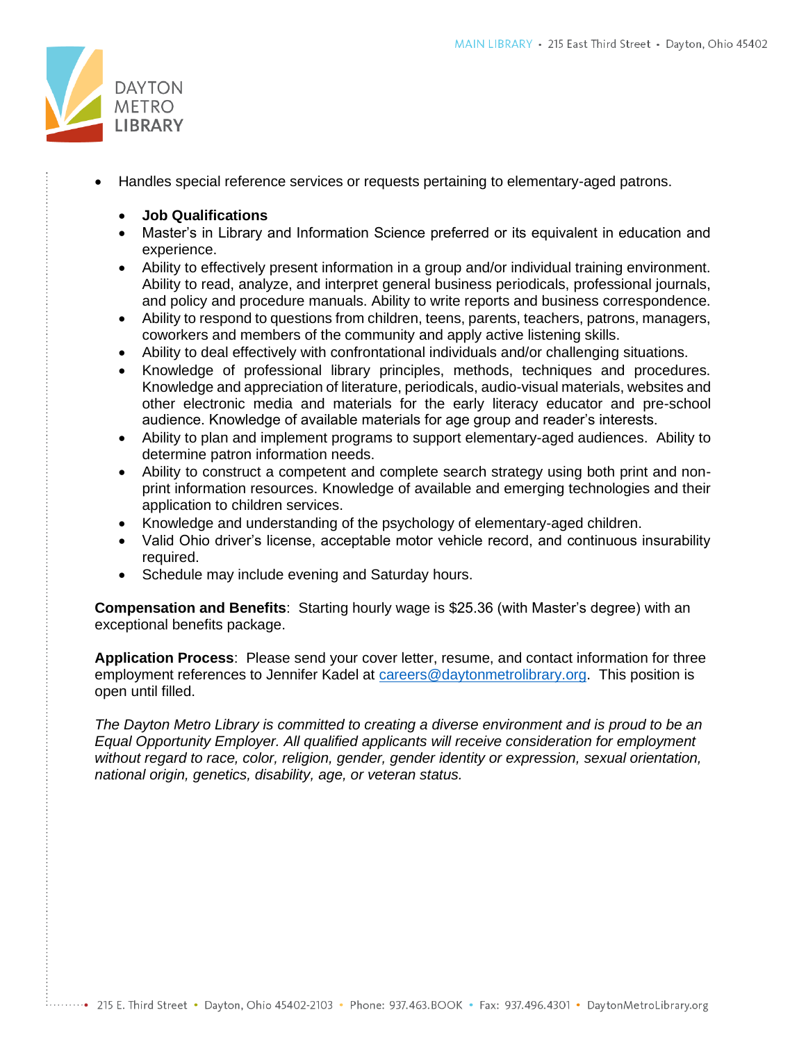- Handles special reference services or requests pertaining to elementary-aged patrons.

  - **Job Qualifications**
  - Master's in Library and Information Science preferred or its equivalent in education and experience.
  - Ability to effectively present information in a group and/or individual training environment. Ability to read, analyze, and interpret general business periodicals, professional journals, and policy and procedure manuals. Ability to write reports and business correspondence.
  - Ability to respond to questions from children, teens, parents, teachers, patrons, managers, coworkers and members of the community and apply active listening skills.
  - Ability to deal effectively with confrontational individuals and/or challenging situations.
  - Knowledge of professional library principles, methods, techniques and procedures. Knowledge and appreciation of literature, periodicals, audio-visual materials, websites and other electronic media and materials for the early literacy educator and pre-school audience. Knowledge of available materials for age group and reader's interests.
  - Ability to plan and implement programs to support elementary-aged audiences. Ability to determine patron information needs.
  - Ability to construct a competent and complete search strategy using both print and non-print information resources. Knowledge of available and emerging technologies and their application to children services.
  - Knowledge and understanding of the psychology of elementary-aged children.
  - Valid Ohio driver's license, acceptable motor vehicle record, and continuous insurability required.
  - Schedule may include evening and Saturday hours.

**Compensation and Benefits**: Starting hourly wage is $25.36 (with Master's degree) with an exceptional benefits package.

**Application Process**: Please send your cover letter, resume, and contact information for three employment references to Jennifer Kadel at careers@daytonmetrolibrary.org. This position is open until filled.

*The Dayton Metro Library is committed to creating a diverse environment and is proud to be an Equal Opportunity Employer. All qualified applicants will receive consideration for employment without regard to race, color, religion, gender, gender identity or expression, sexual orientation, national origin, genetics, disability, age, or veteran status.*